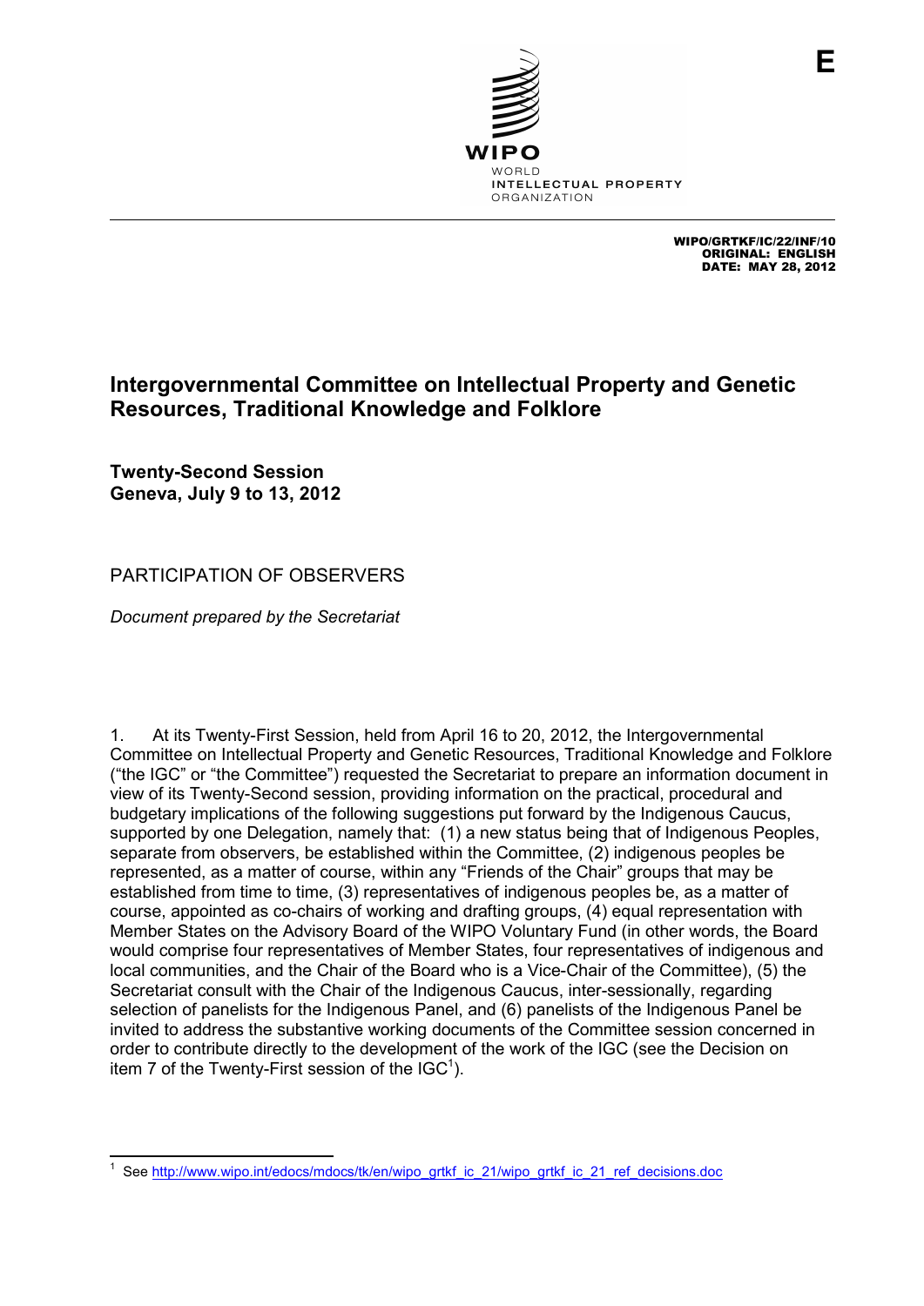E

WIPO
WORLD
INTELLECTUAL PROPERTY
ORGANIZATION

WIPO/GRTKF/IC/22/INF/10
ORIGINAL: ENGLISH
DATE: MAY 28, 2012

# Intergovernmental Committee on Intellectual Property and Genetic Resources, Traditional Knowledge and Folklore

**Twenty-Second Session**
**Geneva, July 9 to 13, 2012**

## PARTICIPATION OF OBSERVERS

*Document prepared by the Secretariat*

1. At its Twenty-First Session, held from April 16 to 20, 2012, the Intergovernmental Committee on Intellectual Property and Genetic Resources, Traditional Knowledge and Folklore ("the IGC" or "the Committee") requested the Secretariat to prepare an information document in view of its Twenty-Second session, providing information on the practical, procedural and budgetary implications of the following suggestions put forward by the Indigenous Caucus, supported by one Delegation, namely that: (1) a new status being that of Indigenous Peoples, separate from observers, be established within the Committee, (2) indigenous peoples be represented, as a matter of course, within any "Friends of the Chair" groups that may be established from time to time, (3) representatives of indigenous peoples be, as a matter of course, appointed as co-chairs of working and drafting groups, (4) equal representation with Member States on the Advisory Board of the WIPO Voluntary Fund (in other words, the Board would comprise four representatives of Member States, four representatives of indigenous and local communities, and the Chair of the Board who is a Vice-Chair of the Committee), (5) the Secretariat consult with the Chair of the Indigenous Caucus, inter-sessionally, regarding selection of panelists for the Indigenous Panel, and (6) panelists of the Indigenous Panel be invited to address the substantive working documents of the Committee session concerned in order to contribute directly to the development of the work of the IGC (see the Decision on item 7 of the Twenty-First session of the IGC[1]).

---

[1] See http://www.wipo.int/edocs/mdocs/tk/en/wipo_grtkf_ic_21/wipo_grtkf_ic_21_ref_decisions.doc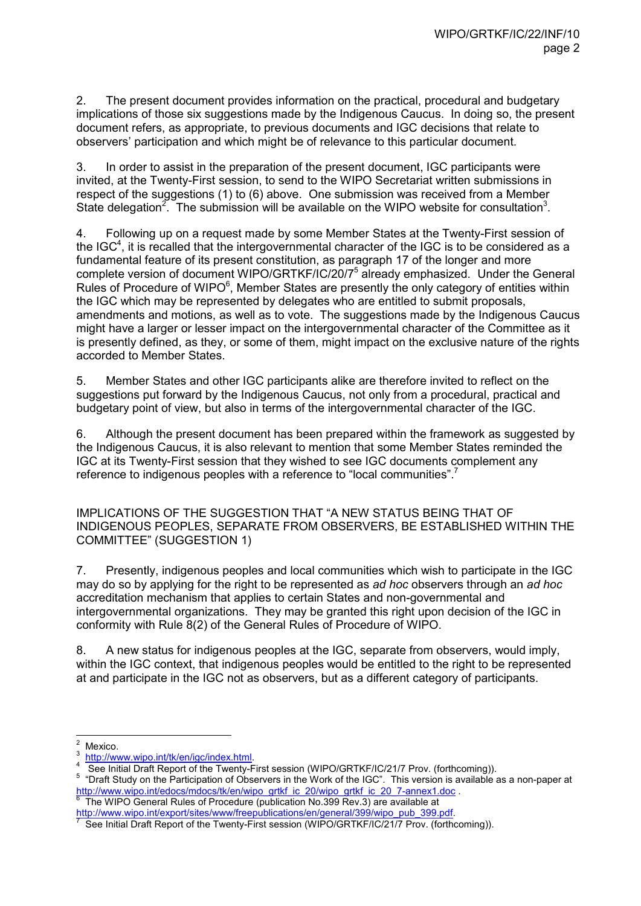2. The present document provides information on the practical, procedural and budgetary implications of those six suggestions made by the Indigenous Caucus. In doing so, the present document refers, as appropriate, to previous documents and IGC decisions that relate to observers' participation and which might be of relevance to this particular document.

3. In order to assist in the preparation of the present document, IGC participants were invited, at the Twenty-First session, to send to the WIPO Secretariat written submissions in respect of the suggestions (1) to (6) above. One submission was received from a Member State delegation[2]. The submission will be available on the WIPO website for consultation[3].

4. Following up on a request made by some Member States at the Twenty-First session of the IGC[4], it is recalled that the intergovernmental character of the IGC is to be considered as a fundamental feature of its present constitution, as paragraph 17 of the longer and more complete version of document WIPO/GRTKF/IC/20/7[5] already emphasized. Under the General Rules of Procedure of WIPO[6], Member States are presently the only category of entities within the IGC which may be represented by delegates who are entitled to submit proposals, amendments and motions, as well as to vote. The suggestions made by the Indigenous Caucus might have a larger or lesser impact on the intergovernmental character of the Committee as it is presently defined, as they, or some of them, might impact on the exclusive nature of the rights accorded to Member States.

5. Member States and other IGC participants alike are therefore invited to reflect on the suggestions put forward by the Indigenous Caucus, not only from a procedural, practical and budgetary point of view, but also in terms of the intergovernmental character of the IGC.

6. Although the present document has been prepared within the framework as suggested by the Indigenous Caucus, it is also relevant to mention that some Member States reminded the IGC at its Twenty-First session that they wished to see IGC documents complement any reference to indigenous peoples with a reference to "local communities".[7]

## IMPLICATIONS OF THE SUGGESTION THAT "A NEW STATUS BEING THAT OF INDIGENOUS PEOPLES, SEPARATE FROM OBSERVERS, BE ESTABLISHED WITHIN THE COMMITTEE" (SUGGESTION 1)

7. Presently, indigenous peoples and local communities which wish to participate in the IGC may do so by applying for the right to be represented as *ad hoc* observers through an *ad hoc* accreditation mechanism that applies to certain States and non-governmental and intergovernmental organizations. They may be granted this right upon decision of the IGC in conformity with Rule 8(2) of the General Rules of Procedure of WIPO.

8. A new status for indigenous peoples at the IGC, separate from observers, would imply, within the IGC context, that indigenous peoples would be entitled to the right to be represented at and participate in the IGC not as observers, but as a different category of participants.

---

[2] Mexico.

[3] http://www.wipo.int/tk/en/igc/index.html.

[4] See Initial Draft Report of the Twenty-First session (WIPO/GRTKF/IC/21/7 Prov. (forthcoming)).

[5] "Draft Study on the Participation of Observers in the Work of the IGC". This version is available as a non-paper at http://www.wipo.int/edocs/mdocs/tk/en/wipo_grtkf_ic_20/wipo_grtkf_ic_20_7-annex1.doc .

[6] The WIPO General Rules of Procedure (publication No.399 Rev.3) are available at http://www.wipo.int/export/sites/www/freepublications/en/general/399/wipo_pub_399.pdf.

[7] See Initial Draft Report of the Twenty-First session (WIPO/GRTKF/IC/21/7 Prov. (forthcoming)).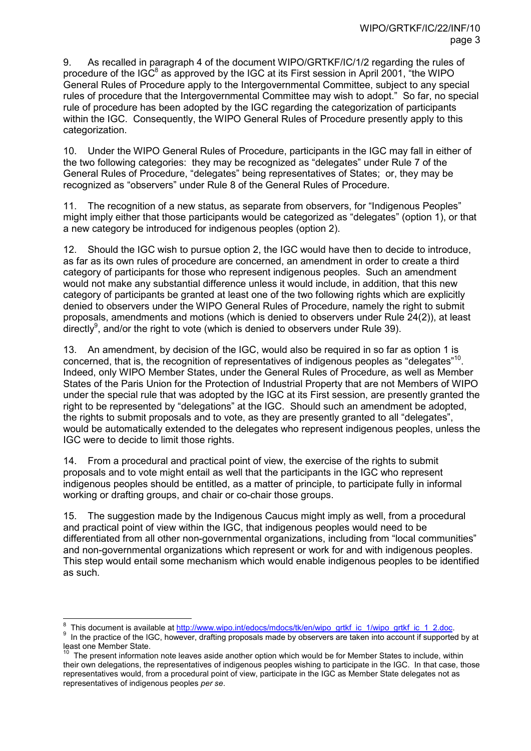9. As recalled in paragraph 4 of the document WIPO/GRTKF/IC/1/2 regarding the rules of procedure of the IGC[8] as approved by the IGC at its First session in April 2001, "the WIPO General Rules of Procedure apply to the Intergovernmental Committee, subject to any special rules of procedure that the Intergovernmental Committee may wish to adopt." So far, no special rule of procedure has been adopted by the IGC regarding the categorization of participants within the IGC. Consequently, the WIPO General Rules of Procedure presently apply to this categorization.

10. Under the WIPO General Rules of Procedure, participants in the IGC may fall in either of the two following categories: they may be recognized as "delegates" under Rule 7 of the General Rules of Procedure, "delegates" being representatives of States; or, they may be recognized as "observers" under Rule 8 of the General Rules of Procedure.

11. The recognition of a new status, as separate from observers, for "Indigenous Peoples" might imply either that those participants would be categorized as "delegates" (option 1), or that a new category be introduced for indigenous peoples (option 2).

12. Should the IGC wish to pursue option 2, the IGC would have then to decide to introduce, as far as its own rules of procedure are concerned, an amendment in order to create a third category of participants for those who represent indigenous peoples. Such an amendment would not make any substantial difference unless it would include, in addition, that this new category of participants be granted at least one of the two following rights which are explicitly denied to observers under the WIPO General Rules of Procedure, namely the right to submit proposals, amendments and motions (which is denied to observers under Rule 24(2)), at least directly[9], and/or the right to vote (which is denied to observers under Rule 39).

13. An amendment, by decision of the IGC, would also be required in so far as option 1 is concerned, that is, the recognition of representatives of indigenous peoples as "delegates"[10]. Indeed, only WIPO Member States, under the General Rules of Procedure, as well as Member States of the Paris Union for the Protection of Industrial Property that are not Members of WIPO under the special rule that was adopted by the IGC at its First session, are presently granted the right to be represented by "delegations" at the IGC. Should such an amendment be adopted, the rights to submit proposals and to vote, as they are presently granted to all "delegates", would be automatically extended to the delegates who represent indigenous peoples, unless the IGC were to decide to limit those rights.

14. From a procedural and practical point of view, the exercise of the rights to submit proposals and to vote might entail as well that the participants in the IGC who represent indigenous peoples should be entitled, as a matter of principle, to participate fully in informal working or drafting groups, and chair or co-chair those groups.

15. The suggestion made by the Indigenous Caucus might imply as well, from a procedural and practical point of view within the IGC, that indigenous peoples would need to be differentiated from all other non-governmental organizations, including from "local communities" and non-governmental organizations which represent or work for and with indigenous peoples. This step would entail some mechanism which would enable indigenous peoples to be identified as such.

---

[8] This document is available at http://www.wipo.int/edocs/mdocs/tk/en/wipo_grtkf_ic_1/wipo_grtkf_ic_1_2.doc.

[9] In the practice of the IGC, however, drafting proposals made by observers are taken into account if supported by at least one Member State.

[10] The present information note leaves aside another option which would be for Member States to include, within their own delegations, the representatives of indigenous peoples wishing to participate in the IGC. In that case, those representatives would, from a procedural point of view, participate in the IGC as Member State delegates not as representatives of indigenous peoples *per se*.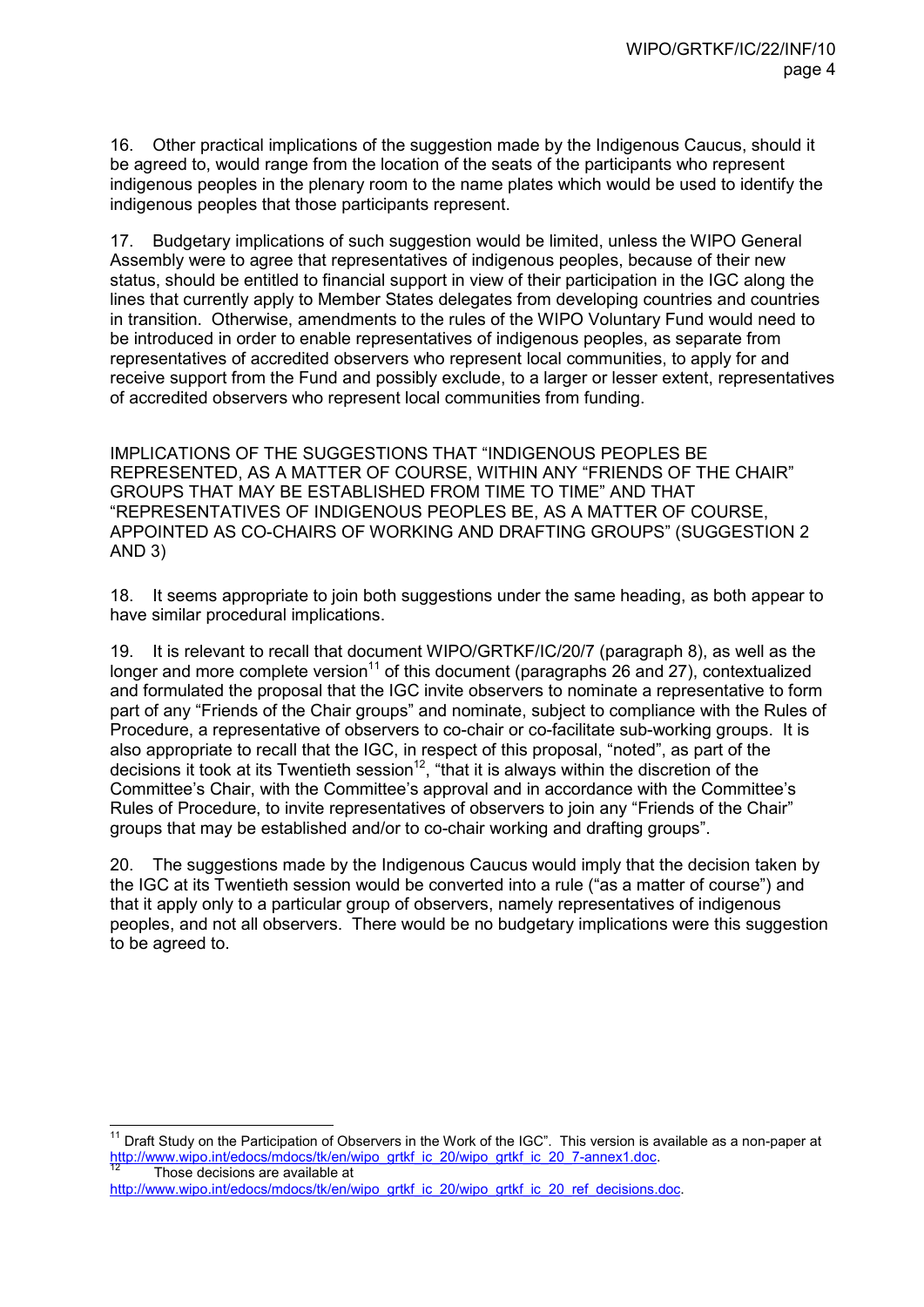16. Other practical implications of the suggestion made by the Indigenous Caucus, should it be agreed to, would range from the location of the seats of the participants who represent indigenous peoples in the plenary room to the name plates which would be used to identify the indigenous peoples that those participants represent.

17. Budgetary implications of such suggestion would be limited, unless the WIPO General Assembly were to agree that representatives of indigenous peoples, because of their new status, should be entitled to financial support in view of their participation in the IGC along the lines that currently apply to Member States delegates from developing countries and countries in transition. Otherwise, amendments to the rules of the WIPO Voluntary Fund would need to be introduced in order to enable representatives of indigenous peoples, as separate from representatives of accredited observers who represent local communities, to apply for and receive support from the Fund and possibly exclude, to a larger or lesser extent, representatives of accredited observers who represent local communities from funding.

## IMPLICATIONS OF THE SUGGESTIONS THAT "INDIGENOUS PEOPLES BE REPRESENTED, AS A MATTER OF COURSE, WITHIN ANY "FRIENDS OF THE CHAIR" GROUPS THAT MAY BE ESTABLISHED FROM TIME TO TIME" AND THAT "REPRESENTATIVES OF INDIGENOUS PEOPLES BE, AS A MATTER OF COURSE, APPOINTED AS CO-CHAIRS OF WORKING AND DRAFTING GROUPS" (SUGGESTION 2 AND 3)

18. It seems appropriate to join both suggestions under the same heading, as both appear to have similar procedural implications.

19. It is relevant to recall that document WIPO/GRTKF/IC/20/7 (paragraph 8), as well as the longer and more complete version[11] of this document (paragraphs 26 and 27), contextualized and formulated the proposal that the IGC invite observers to nominate a representative to form part of any "Friends of the Chair groups" and nominate, subject to compliance with the Rules of Procedure, a representative of observers to co-chair or co-facilitate sub-working groups. It is also appropriate to recall that the IGC, in respect of this proposal, "noted", as part of the decisions it took at its Twentieth session[12], "that it is always within the discretion of the Committee's Chair, with the Committee's approval and in accordance with the Committee's Rules of Procedure, to invite representatives of observers to join any "Friends of the Chair" groups that may be established and/or to co-chair working and drafting groups".

20. The suggestions made by the Indigenous Caucus would imply that the decision taken by the IGC at its Twentieth session would be converted into a rule ("as a matter of course") and that it apply only to a particular group of observers, namely representatives of indigenous peoples, and not all observers. There would be no budgetary implications were this suggestion to be agreed to.

---

[11] Draft Study on the Participation of Observers in the Work of the IGC". This version is available as a non-paper at http://www.wipo.int/edocs/mdocs/tk/en/wipo_grtkf_ic_20/wipo_grtkf_ic_20_7-annex1.doc.

[12] Those decisions are available at http://www.wipo.int/edocs/mdocs/tk/en/wipo_grtkf_ic_20/wipo_grtkf_ic_20_ref_decisions.doc.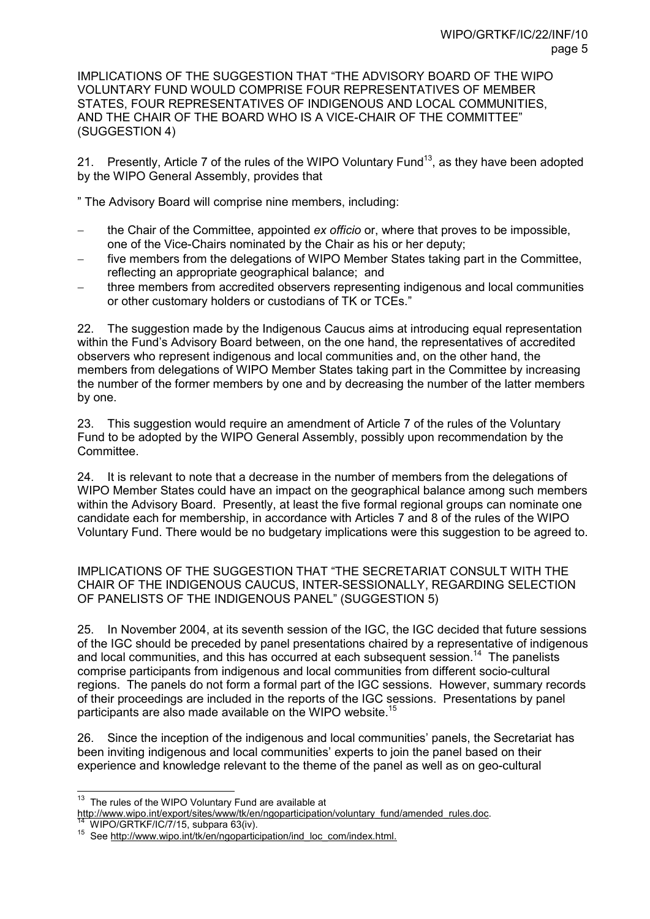IMPLICATIONS OF THE SUGGESTION THAT "THE ADVISORY BOARD OF THE WIPO VOLUNTARY FUND WOULD COMPRISE FOUR REPRESENTATIVES OF MEMBER STATES, FOUR REPRESENTATIVES OF INDIGENOUS AND LOCAL COMMUNITIES, AND THE CHAIR OF THE BOARD WHO IS A VICE-CHAIR OF THE COMMITTEE" (SUGGESTION 4)

21. Presently, Article 7 of the rules of the WIPO Voluntary Fund[13], as they have been adopted by the WIPO General Assembly, provides that

" The Advisory Board will comprise nine members, including:

- the Chair of the Committee, appointed *ex officio* or, where that proves to be impossible, one of the Vice-Chairs nominated by the Chair as his or her deputy;
- five members from the delegations of WIPO Member States taking part in the Committee, reflecting an appropriate geographical balance; and
- three members from accredited observers representing indigenous and local communities or other customary holders or custodians of TK or TCEs."

22. The suggestion made by the Indigenous Caucus aims at introducing equal representation within the Fund's Advisory Board between, on the one hand, the representatives of accredited observers who represent indigenous and local communities and, on the other hand, the members from delegations of WIPO Member States taking part in the Committee by increasing the number of the former members by one and by decreasing the number of the latter members by one.

23. This suggestion would require an amendment of Article 7 of the rules of the Voluntary Fund to be adopted by the WIPO General Assembly, possibly upon recommendation by the Committee.

24. It is relevant to note that a decrease in the number of members from the delegations of WIPO Member States could have an impact on the geographical balance among such members within the Advisory Board. Presently, at least the five formal regional groups can nominate one candidate each for membership, in accordance with Articles 7 and 8 of the rules of the WIPO Voluntary Fund. There would be no budgetary implications were this suggestion to be agreed to.

IMPLICATIONS OF THE SUGGESTION THAT "THE SECRETARIAT CONSULT WITH THE CHAIR OF THE INDIGENOUS CAUCUS, INTER-SESSIONALLY, REGARDING SELECTION OF PANELISTS OF THE INDIGENOUS PANEL" (SUGGESTION 5)

25. In November 2004, at its seventh session of the IGC, the IGC decided that future sessions of the IGC should be preceded by panel presentations chaired by a representative of indigenous and local communities, and this has occurred at each subsequent session.[14] The panelists comprise participants from indigenous and local communities from different socio-cultural regions. The panels do not form a formal part of the IGC sessions. However, summary records of their proceedings are included in the reports of the IGC sessions. Presentations by panel participants are also made available on the WIPO website.[15]

26. Since the inception of the indigenous and local communities' panels, the Secretariat has been inviting indigenous and local communities' experts to join the panel based on their experience and knowledge relevant to the theme of the panel as well as on geo-cultural

---

[13] The rules of the WIPO Voluntary Fund are available at http://www.wipo.int/export/sites/www/tk/en/ngoparticipation/voluntary_fund/amended_rules.doc.

[14] WIPO/GRTKF/IC/7/15, subpara 63(iv).

[15] See http://www.wipo.int/tk/en/ngoparticipation/ind_loc_com/index.html.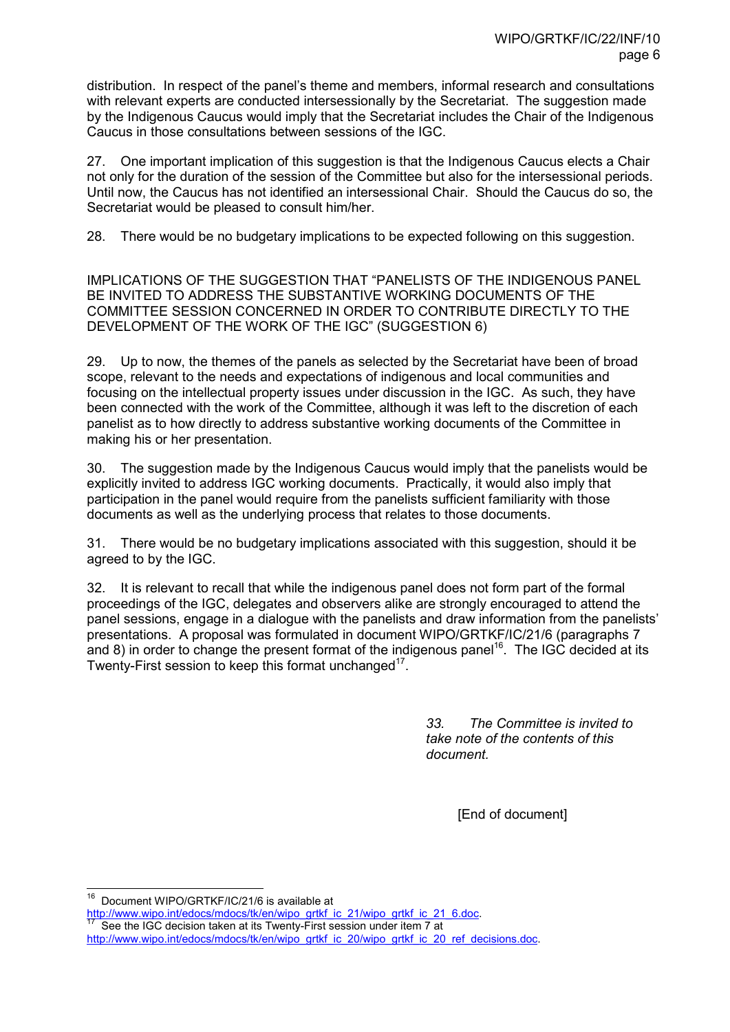distribution. In respect of the panel's theme and members, informal research and consultations with relevant experts are conducted intersessionally by the Secretariat. The suggestion made by the Indigenous Caucus would imply that the Secretariat includes the Chair of the Indigenous Caucus in those consultations between sessions of the IGC.

27. One important implication of this suggestion is that the Indigenous Caucus elects a Chair not only for the duration of the session of the Committee but also for the intersessional periods. Until now, the Caucus has not identified an intersessional Chair. Should the Caucus do so, the Secretariat would be pleased to consult him/her.

28. There would be no budgetary implications to be expected following on this suggestion.

IMPLICATIONS OF THE SUGGESTION THAT "PANELISTS OF THE INDIGENOUS PANEL BE INVITED TO ADDRESS THE SUBSTANTIVE WORKING DOCUMENTS OF THE COMMITTEE SESSION CONCERNED IN ORDER TO CONTRIBUTE DIRECTLY TO THE DEVELOPMENT OF THE WORK OF THE IGC" (SUGGESTION 6)

29. Up to now, the themes of the panels as selected by the Secretariat have been of broad scope, relevant to the needs and expectations of indigenous and local communities and focusing on the intellectual property issues under discussion in the IGC. As such, they have been connected with the work of the Committee, although it was left to the discretion of each panelist as to how directly to address substantive working documents of the Committee in making his or her presentation.

30. The suggestion made by the Indigenous Caucus would imply that the panelists would be explicitly invited to address IGC working documents. Practically, it would also imply that participation in the panel would require from the panelists sufficient familiarity with those documents as well as the underlying process that relates to those documents.

31. There would be no budgetary implications associated with this suggestion, should it be agreed to by the IGC.

32. It is relevant to recall that while the indigenous panel does not form part of the formal proceedings of the IGC, delegates and observers alike are strongly encouraged to attend the panel sessions, engage in a dialogue with the panelists and draw information from the panelists' presentations. A proposal was formulated in document WIPO/GRTKF/IC/21/6 (paragraphs 7 and 8) in order to change the present format of the indigenous panel[16]. The IGC decided at its Twenty-First session to keep this format unchanged[17].

*33. The Committee is invited to take note of the contents of this document.*

[End of document]

---

[16] Document WIPO/GRTKF/IC/21/6 is available at http://www.wipo.int/edocs/mdocs/tk/en/wipo_grtkf_ic_21/wipo_grtkf_ic_21_6.doc.

[17] See the IGC decision taken at its Twenty-First session under item 7 at http://www.wipo.int/edocs/mdocs/tk/en/wipo_grtkf_ic_20/wipo_grtkf_ic_20_ref_decisions.doc.